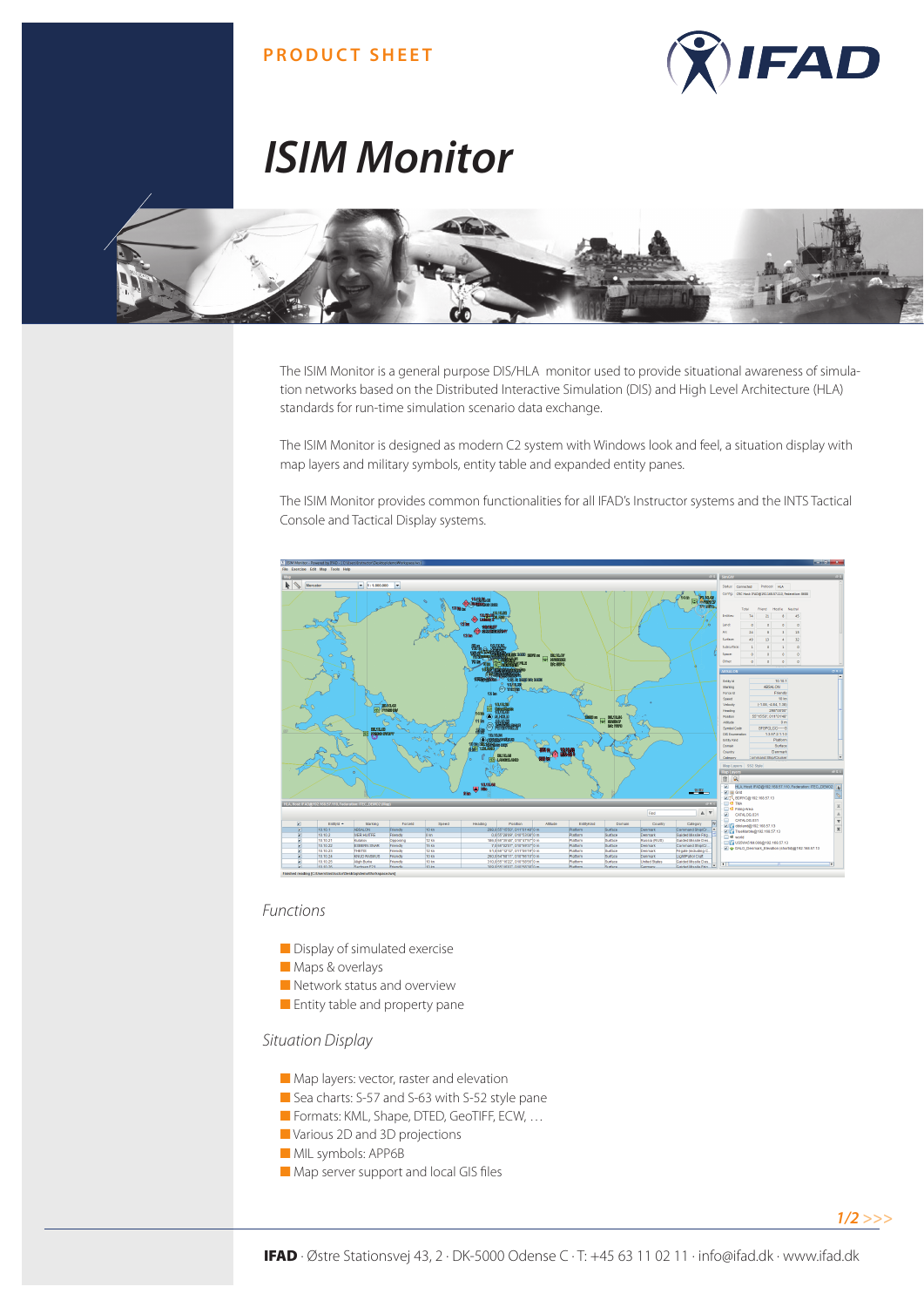PRODUCT SHEET

# ISIM Monitor

The ISIM Monitor is a general purpose DIS/HLA monitor used to provide situational awareness of simulation networks based on the Distributed Interactive Simulation (DIS) and High Level Architecture (HLA) standards for run-time simulation scenario data exchange.

The ISIM Monitor is designed as modern C2 system with Windows look and feel, a situation display with map layers and military symbols, entity table and expanded entity panes.

The ISIM Monitor provides common functionalities for all IFAD's Instructor systems and the INTS Tactical Console and Tactical Display systems.

## *Functions*

- Display of simulated exercise
- Maps & overlays
- Network status and overview
- Entity table and property pane

## *Situation Display*

- Map layers: vector, raster and elevation
- Sea charts: S-57 and S-63 with S-52 style pane
- Formats: KML, Shape, DTED, GeoTIFF, ECW, …
- Various 2D and 3D projections
- MIL symbols: APP6B
- Map server support and local GIS files

**IFAD** · Østre Stationsvej 43, 2 · DK-5000 Odense C · T: +45 63 11 02 11 · info@ifad.dk · www.ifad.dk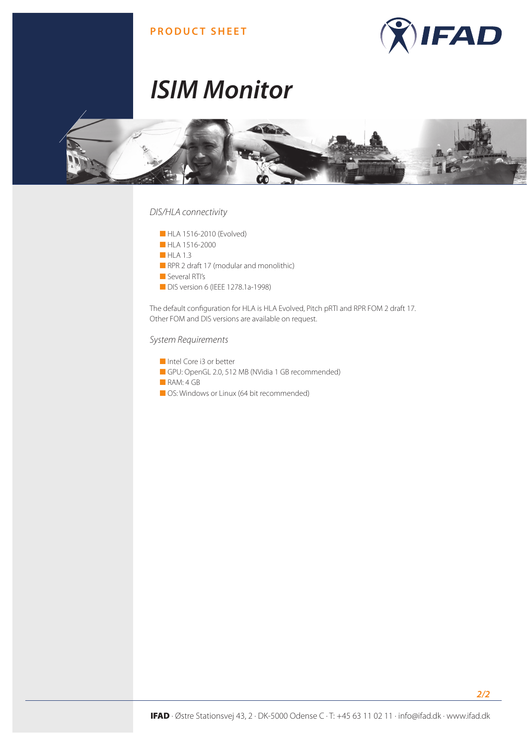PRODUCT SHEET

# ISIM Monitor

### *DIS/HLA connectivity*

- HLA 1516-2010 (Evolved)
- HLA 1516-2000
- HLA 1.3
- RPR 2 draft 17 (modular and monolithic)
- Several RTI's
- DIS version 6 (IEEE 1278.1a-1998)

The default configuration for HLA is HLA Evolved, Pitch pRTI and RPR FOM 2 draft 17. Other FOM and DIS versions are available on request.

### *System Requirements*

- Intel Core i3 or better
- GPU: OpenGL 2.0, 512 MB (NVidia 1 GB recommended)
- RAM: 4 GB
- OS: Windows or Linux (64 bit recommended)

**IFAD** · Østre Stationsvej 43, 2 · DK-5000 Odense C · T: +45 63 11 02 11 · info@ifad.dk · www.ifad.dk